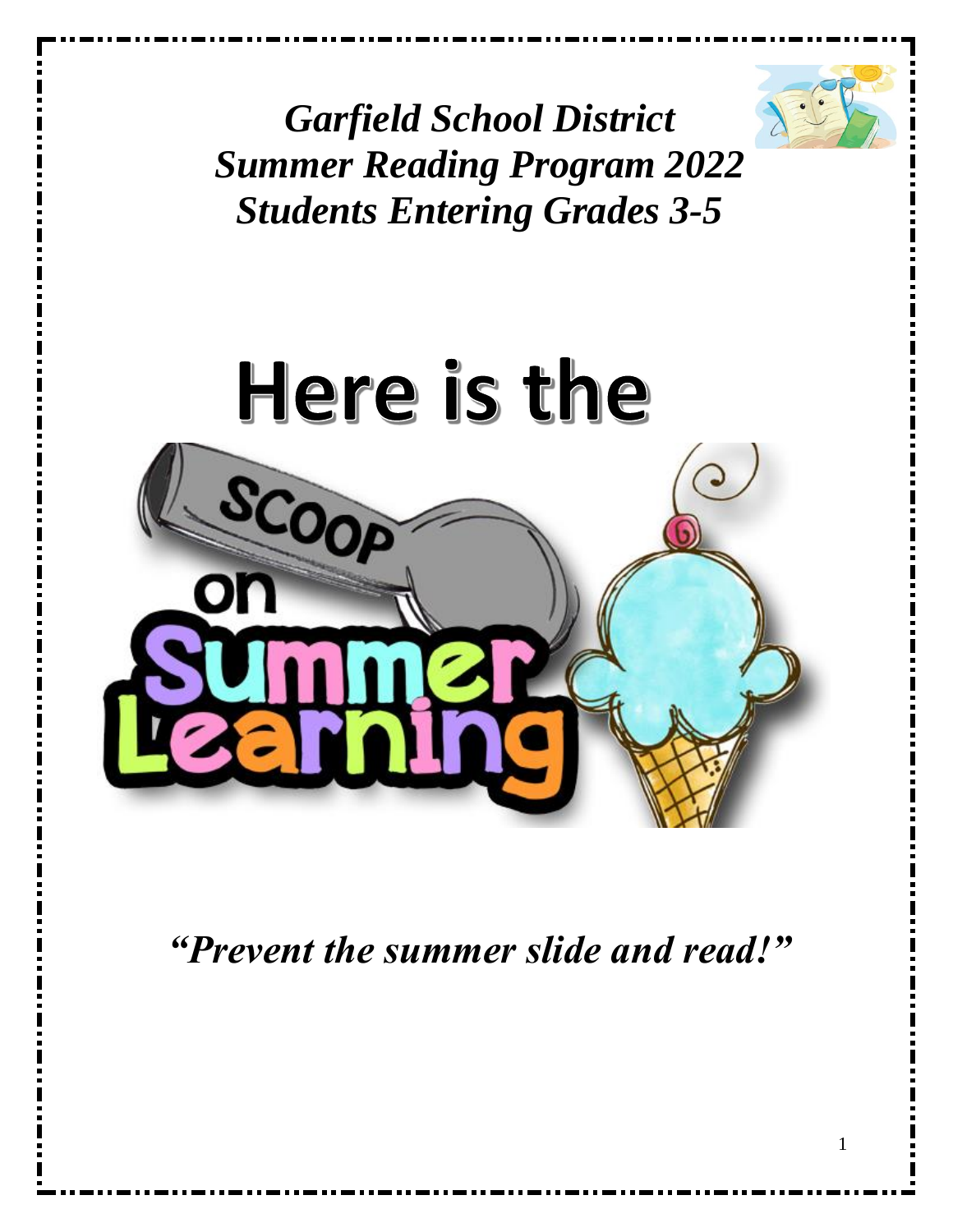# *Garfield School District*
# *Summer Reading Program 2022*
# *Students Entering Grades 3-5*

# Here is the

# SCOOP on Summer Learning

## *"Prevent the summer slide and read!"*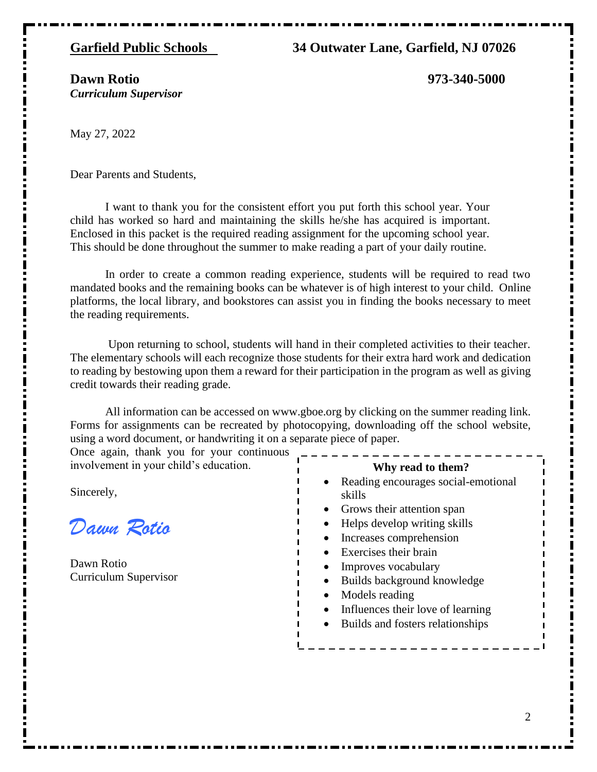**Garfield Public Schools** **34 Outwater Lane, Garfield, NJ 07026**

**Dawn Rotio** **973-340-5000**
***Curriculum Supervisor***

May 27, 2022

Dear Parents and Students,

I want to thank you for the consistent effort you put forth this school year. Your child has worked so hard and maintaining the skills he/she has acquired is important. Enclosed in this packet is the required reading assignment for the upcoming school year. This should be done throughout the summer to make reading a part of your daily routine.

In order to create a common reading experience, students will be required to read two mandated books and the remaining books can be whatever is of high interest to your child. Online platforms, the local library, and bookstores can assist you in finding the books necessary to meet the reading requirements.

Upon returning to school, students will hand in their completed activities to their teacher. The elementary schools will each recognize those students for their extra hard work and dedication to reading by bestowing upon them a reward for their participation in the program as well as giving credit towards their reading grade.

All information can be accessed on www.gboe.org by clicking on the summer reading link. Forms for assignments can be recreated by photocopying, downloading off the school website, using a word document, or handwriting it on a separate piece of paper.

Once again, thank you for your continuous involvement in your child's education.

Sincerely,

*Dawn Rotio*

Dawn Rotio
Curriculum Supervisor

**Why read to them?**

- Reading encourages social-emotional skills
- Grows their attention span
- Helps develop writing skills
- Increases comprehension
- Exercises their brain
- Improves vocabulary
- Builds background knowledge
- Models reading
- Influences their love of learning
- Builds and fosters relationships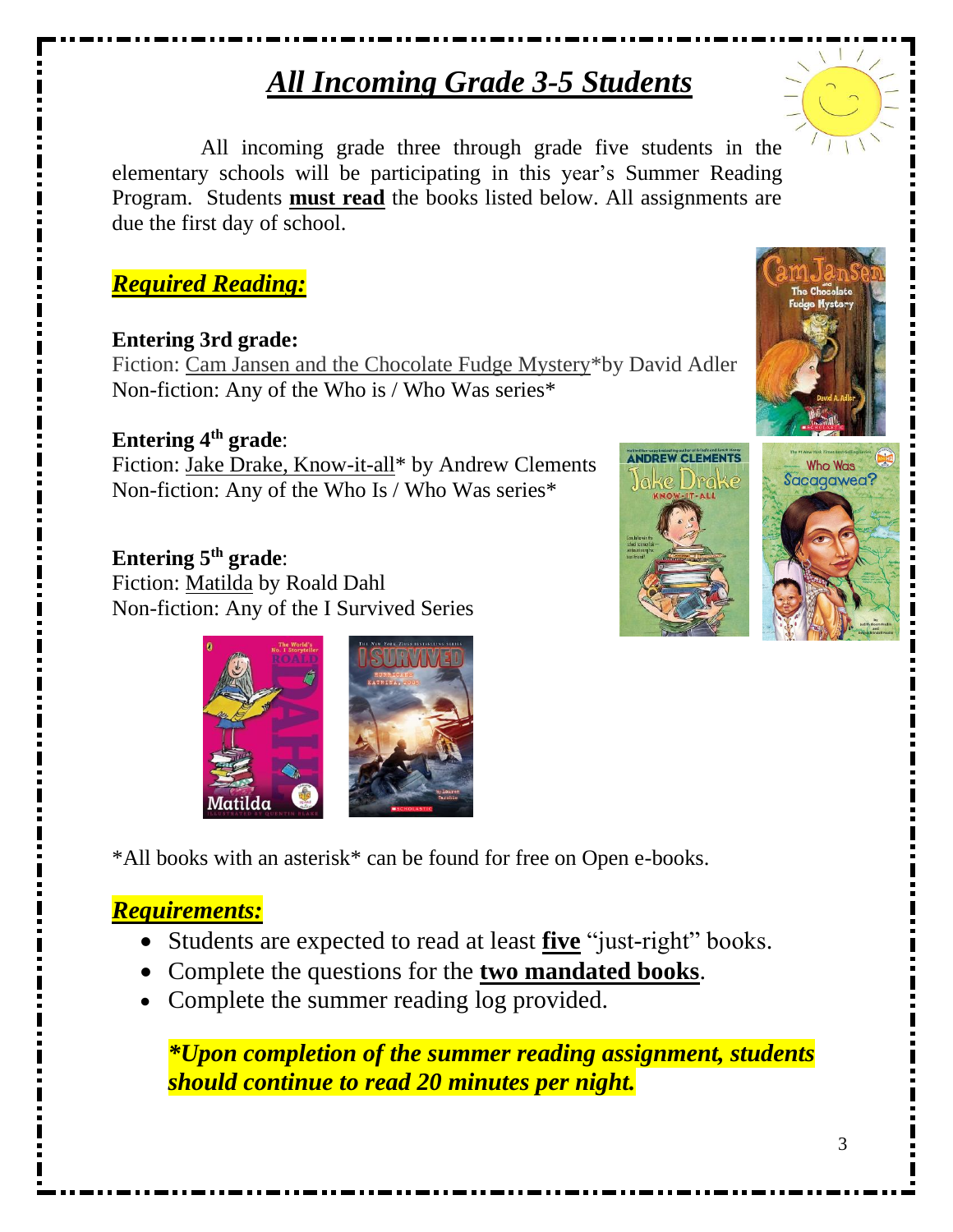# ***All Incoming Grade 3-5 Students***

All incoming grade three through grade five students in the elementary schools will be participating in this year's Summer Reading Program. Students **must read** the books listed below. All assignments are due the first day of school.

## ***Required Reading:***

**Entering 3rd grade:**
Fiction: Cam Jansen and the Chocolate Fudge Mystery*by David Adler
Non-fiction: Any of the Who is / Who Was series*

**Entering 4th grade**:
Fiction: Jake Drake, Know-it-all* by Andrew Clements
Non-fiction: Any of the Who Is / Who Was series*

**Entering 5th grade**:
Fiction: Matilda by Roald Dahl
Non-fiction: Any of the I Survived Series

*All books with an asterisk* can be found for free on Open e-books.

## ***Requirements:***

- Students are expected to read at least **five** "just-right" books.
- Complete the questions for the **two mandated books**.
- Complete the summer reading log provided.

***\*Upon completion of the summer reading assignment, students should continue to read 20 minutes per night.***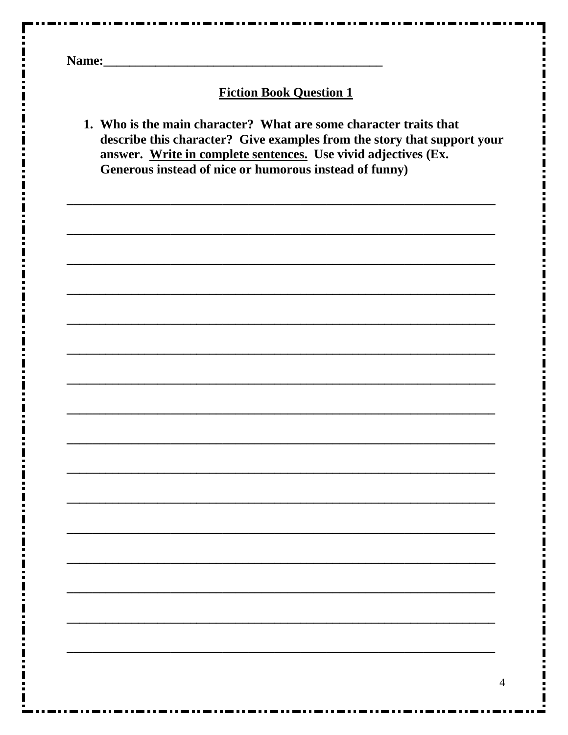**Name:___________________________________________**

## Fiction Book Question 1

1. **Who is the main character? What are some character traits that describe this character? Give examples from the story that support your answer. <u>Write in complete sentences.</u> Use vivid adjectives (Ex. Generous instead of nice or humorous instead of funny)**

_________________________________________________________________

_________________________________________________________________

_________________________________________________________________

_________________________________________________________________

_________________________________________________________________

_________________________________________________________________

_________________________________________________________________

_________________________________________________________________

_________________________________________________________________

_________________________________________________________________

_________________________________________________________________

_________________________________________________________________

_________________________________________________________________

_________________________________________________________________

_________________________________________________________________

_________________________________________________________________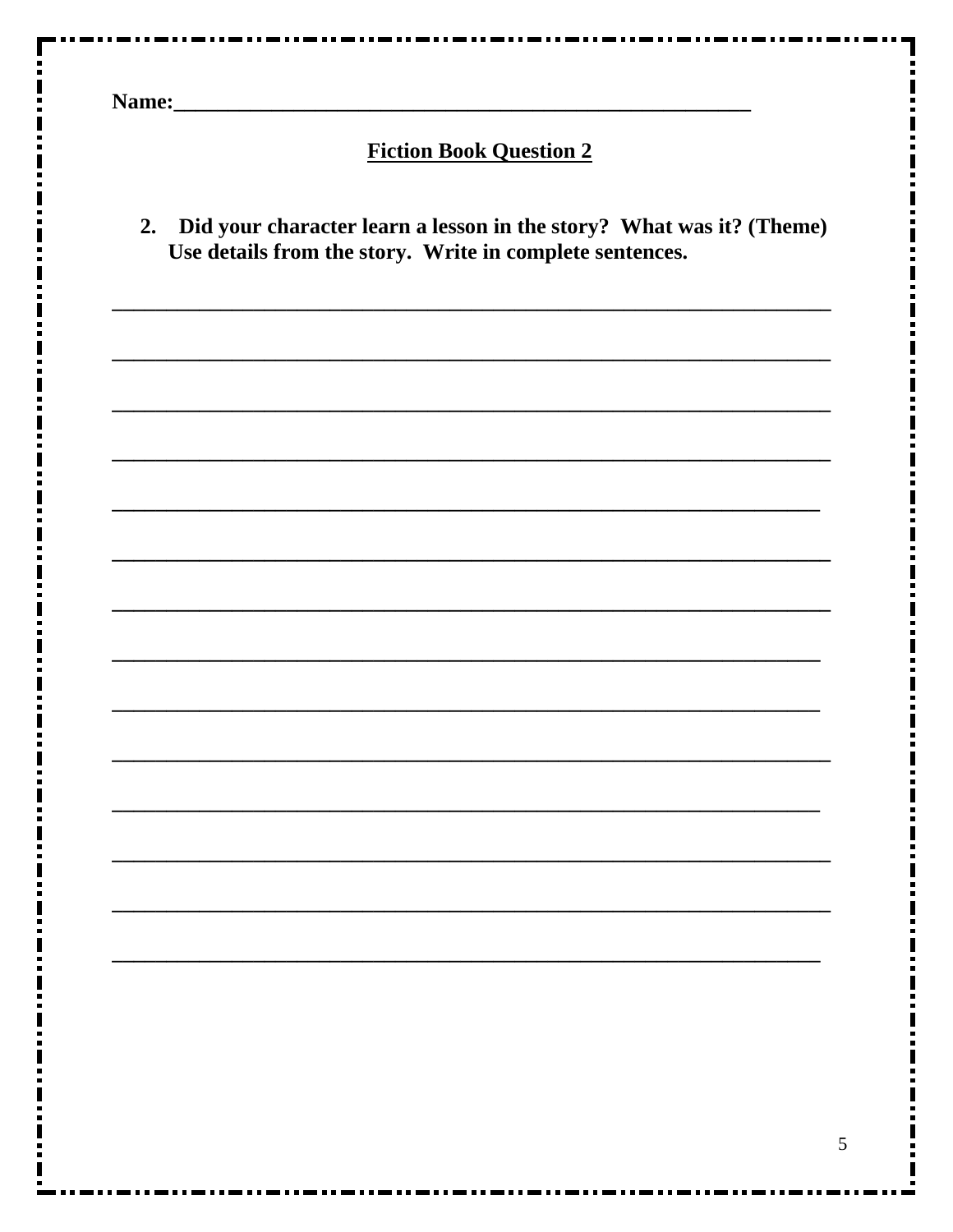**Name:**\_\_\_\_\_\_\_\_\_\_\_\_\_\_\_\_\_\_\_\_\_\_\_\_\_\_\_\_\_\_\_\_\_\_\_\_\_\_\_\_\_\_\_\_\_\_\_\_\_\_\_\_

## Fiction Book Question 2

**2. Did your character learn a lesson in the story? What was it? (Theme) Use details from the story. Write in complete sentences.**

\_\_\_\_\_\_\_\_\_\_\_\_\_\_\_\_\_\_\_\_\_\_\_\_\_\_\_\_\_\_\_\_\_\_\_\_\_\_\_\_\_\_\_\_\_\_\_\_\_\_\_\_\_\_\_\_\_\_\_\_\_\_\_\_

\_\_\_\_\_\_\_\_\_\_\_\_\_\_\_\_\_\_\_\_\_\_\_\_\_\_\_\_\_\_\_\_\_\_\_\_\_\_\_\_\_\_\_\_\_\_\_\_\_\_\_\_\_\_\_\_\_\_\_\_\_\_\_\_

\_\_\_\_\_\_\_\_\_\_\_\_\_\_\_\_\_\_\_\_\_\_\_\_\_\_\_\_\_\_\_\_\_\_\_\_\_\_\_\_\_\_\_\_\_\_\_\_\_\_\_\_\_\_\_\_\_\_\_\_\_\_\_\_

\_\_\_\_\_\_\_\_\_\_\_\_\_\_\_\_\_\_\_\_\_\_\_\_\_\_\_\_\_\_\_\_\_\_\_\_\_\_\_\_\_\_\_\_\_\_\_\_\_\_\_\_\_\_\_\_\_\_\_\_\_\_\_\_

\_\_\_\_\_\_\_\_\_\_\_\_\_\_\_\_\_\_\_\_\_\_\_\_\_\_\_\_\_\_\_\_\_\_\_\_\_\_\_\_\_\_\_\_\_\_\_\_\_\_\_\_\_\_\_\_\_\_\_\_\_\_\_

\_\_\_\_\_\_\_\_\_\_\_\_\_\_\_\_\_\_\_\_\_\_\_\_\_\_\_\_\_\_\_\_\_\_\_\_\_\_\_\_\_\_\_\_\_\_\_\_\_\_\_\_\_\_\_\_\_\_\_\_\_\_\_\_

\_\_\_\_\_\_\_\_\_\_\_\_\_\_\_\_\_\_\_\_\_\_\_\_\_\_\_\_\_\_\_\_\_\_\_\_\_\_\_\_\_\_\_\_\_\_\_\_\_\_\_\_\_\_\_\_\_\_\_\_\_\_\_\_

\_\_\_\_\_\_\_\_\_\_\_\_\_\_\_\_\_\_\_\_\_\_\_\_\_\_\_\_\_\_\_\_\_\_\_\_\_\_\_\_\_\_\_\_\_\_\_\_\_\_\_\_\_\_\_\_\_\_\_\_\_\_\_

\_\_\_\_\_\_\_\_\_\_\_\_\_\_\_\_\_\_\_\_\_\_\_\_\_\_\_\_\_\_\_\_\_\_\_\_\_\_\_\_\_\_\_\_\_\_\_\_\_\_\_\_\_\_\_\_\_\_\_\_\_\_\_

\_\_\_\_\_\_\_\_\_\_\_\_\_\_\_\_\_\_\_\_\_\_\_\_\_\_\_\_\_\_\_\_\_\_\_\_\_\_\_\_\_\_\_\_\_\_\_\_\_\_\_\_\_\_\_\_\_\_\_\_\_\_\_\_

\_\_\_\_\_\_\_\_\_\_\_\_\_\_\_\_\_\_\_\_\_\_\_\_\_\_\_\_\_\_\_\_\_\_\_\_\_\_\_\_\_\_\_\_\_\_\_\_\_\_\_\_\_\_\_\_\_\_\_\_\_\_\_

\_\_\_\_\_\_\_\_\_\_\_\_\_\_\_\_\_\_\_\_\_\_\_\_\_\_\_\_\_\_\_\_\_\_\_\_\_\_\_\_\_\_\_\_\_\_\_\_\_\_\_\_\_\_\_\_\_\_\_\_\_\_\_\_

\_\_\_\_\_\_\_\_\_\_\_\_\_\_\_\_\_\_\_\_\_\_\_\_\_\_\_\_\_\_\_\_\_\_\_\_\_\_\_\_\_\_\_\_\_\_\_\_\_\_\_\_\_\_\_\_\_\_\_\_\_\_\_\_

\_\_\_\_\_\_\_\_\_\_\_\_\_\_\_\_\_\_\_\_\_\_\_\_\_\_\_\_\_\_\_\_\_\_\_\_\_\_\_\_\_\_\_\_\_\_\_\_\_\_\_\_\_\_\_\_\_\_\_\_\_\_\_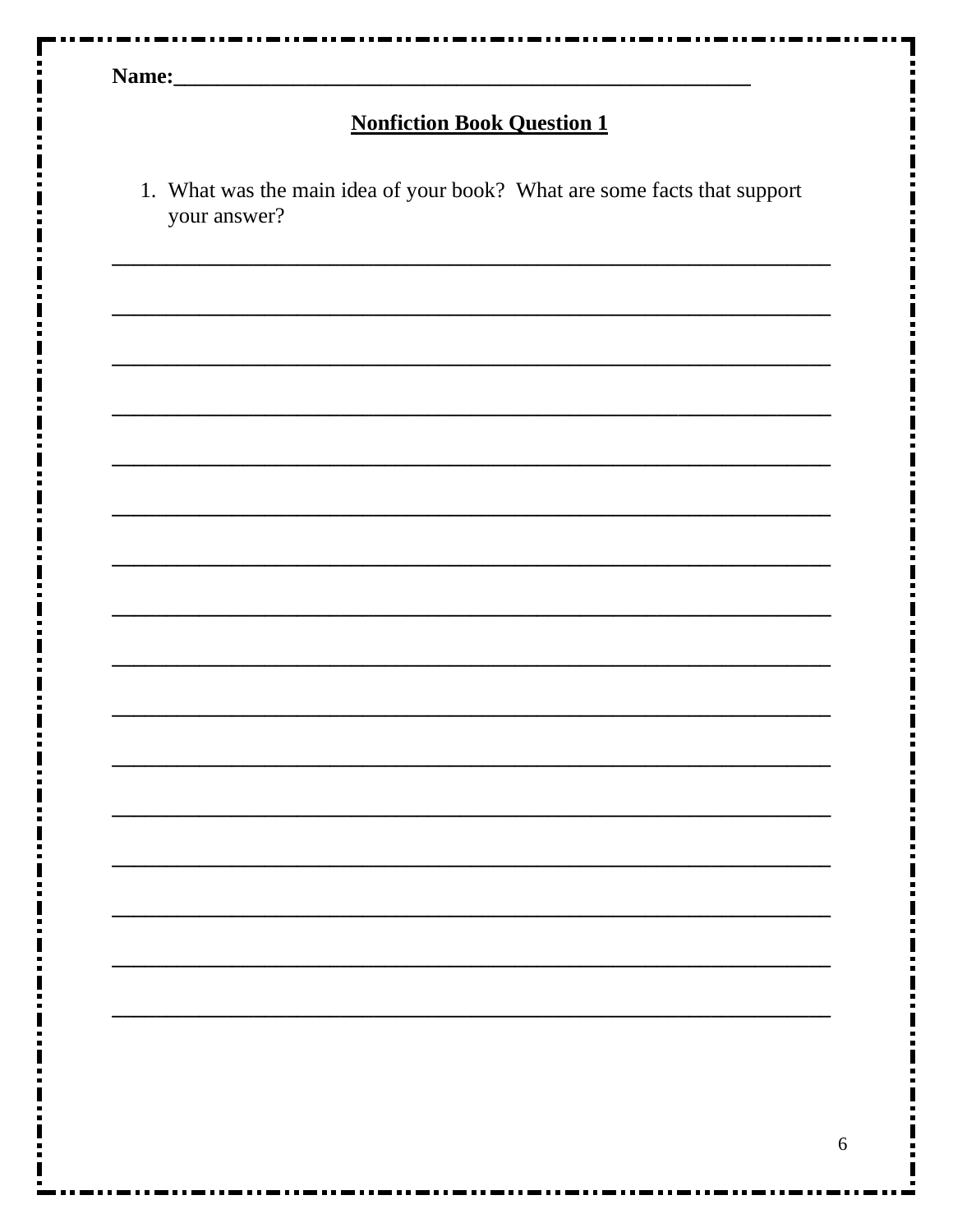**Name:**\_\_\_\_\_\_\_\_\_\_\_\_\_\_\_\_\_\_\_\_\_\_\_\_\_\_\_\_\_\_\_\_\_\_\_\_\_\_\_\_\_\_\_\_\_\_\_\_\_\_\_\_

## Nonfiction Book Question 1

1. What was the main idea of your book? What are some facts that support your answer?

\_\_\_\_\_\_\_\_\_\_\_\_\_\_\_\_\_\_\_\_\_\_\_\_\_\_\_\_\_\_\_\_\_\_\_\_\_\_\_\_\_\_\_\_\_\_\_\_\_\_\_\_\_\_\_\_\_\_\_\_\_\_\_\_

\_\_\_\_\_\_\_\_\_\_\_\_\_\_\_\_\_\_\_\_\_\_\_\_\_\_\_\_\_\_\_\_\_\_\_\_\_\_\_\_\_\_\_\_\_\_\_\_\_\_\_\_\_\_\_\_\_\_\_\_\_\_\_\_

\_\_\_\_\_\_\_\_\_\_\_\_\_\_\_\_\_\_\_\_\_\_\_\_\_\_\_\_\_\_\_\_\_\_\_\_\_\_\_\_\_\_\_\_\_\_\_\_\_\_\_\_\_\_\_\_\_\_\_\_\_\_\_\_

\_\_\_\_\_\_\_\_\_\_\_\_\_\_\_\_\_\_\_\_\_\_\_\_\_\_\_\_\_\_\_\_\_\_\_\_\_\_\_\_\_\_\_\_\_\_\_\_\_\_\_\_\_\_\_\_\_\_\_\_\_\_\_\_

\_\_\_\_\_\_\_\_\_\_\_\_\_\_\_\_\_\_\_\_\_\_\_\_\_\_\_\_\_\_\_\_\_\_\_\_\_\_\_\_\_\_\_\_\_\_\_\_\_\_\_\_\_\_\_\_\_\_\_\_\_\_\_\_

\_\_\_\_\_\_\_\_\_\_\_\_\_\_\_\_\_\_\_\_\_\_\_\_\_\_\_\_\_\_\_\_\_\_\_\_\_\_\_\_\_\_\_\_\_\_\_\_\_\_\_\_\_\_\_\_\_\_\_\_\_\_\_\_

\_\_\_\_\_\_\_\_\_\_\_\_\_\_\_\_\_\_\_\_\_\_\_\_\_\_\_\_\_\_\_\_\_\_\_\_\_\_\_\_\_\_\_\_\_\_\_\_\_\_\_\_\_\_\_\_\_\_\_\_\_\_\_\_

\_\_\_\_\_\_\_\_\_\_\_\_\_\_\_\_\_\_\_\_\_\_\_\_\_\_\_\_\_\_\_\_\_\_\_\_\_\_\_\_\_\_\_\_\_\_\_\_\_\_\_\_\_\_\_\_\_\_\_\_\_\_\_\_

\_\_\_\_\_\_\_\_\_\_\_\_\_\_\_\_\_\_\_\_\_\_\_\_\_\_\_\_\_\_\_\_\_\_\_\_\_\_\_\_\_\_\_\_\_\_\_\_\_\_\_\_\_\_\_\_\_\_\_\_\_\_\_\_

\_\_\_\_\_\_\_\_\_\_\_\_\_\_\_\_\_\_\_\_\_\_\_\_\_\_\_\_\_\_\_\_\_\_\_\_\_\_\_\_\_\_\_\_\_\_\_\_\_\_\_\_\_\_\_\_\_\_\_\_\_\_\_\_

\_\_\_\_\_\_\_\_\_\_\_\_\_\_\_\_\_\_\_\_\_\_\_\_\_\_\_\_\_\_\_\_\_\_\_\_\_\_\_\_\_\_\_\_\_\_\_\_\_\_\_\_\_\_\_\_\_\_\_\_\_\_\_\_

\_\_\_\_\_\_\_\_\_\_\_\_\_\_\_\_\_\_\_\_\_\_\_\_\_\_\_\_\_\_\_\_\_\_\_\_\_\_\_\_\_\_\_\_\_\_\_\_\_\_\_\_\_\_\_\_\_\_\_\_\_\_\_\_

\_\_\_\_\_\_\_\_\_\_\_\_\_\_\_\_\_\_\_\_\_\_\_\_\_\_\_\_\_\_\_\_\_\_\_\_\_\_\_\_\_\_\_\_\_\_\_\_\_\_\_\_\_\_\_\_\_\_\_\_\_\_\_\_

\_\_\_\_\_\_\_\_\_\_\_\_\_\_\_\_\_\_\_\_\_\_\_\_\_\_\_\_\_\_\_\_\_\_\_\_\_\_\_\_\_\_\_\_\_\_\_\_\_\_\_\_\_\_\_\_\_\_\_\_\_\_\_\_

\_\_\_\_\_\_\_\_\_\_\_\_\_\_\_\_\_\_\_\_\_\_\_\_\_\_\_\_\_\_\_\_\_\_\_\_\_\_\_\_\_\_\_\_\_\_\_\_\_\_\_\_\_\_\_\_\_\_\_\_\_\_\_\_

\_\_\_\_\_\_\_\_\_\_\_\_\_\_\_\_\_\_\_\_\_\_\_\_\_\_\_\_\_\_\_\_\_\_\_\_\_\_\_\_\_\_\_\_\_\_\_\_\_\_\_\_\_\_\_\_\_\_\_\_\_\_\_\_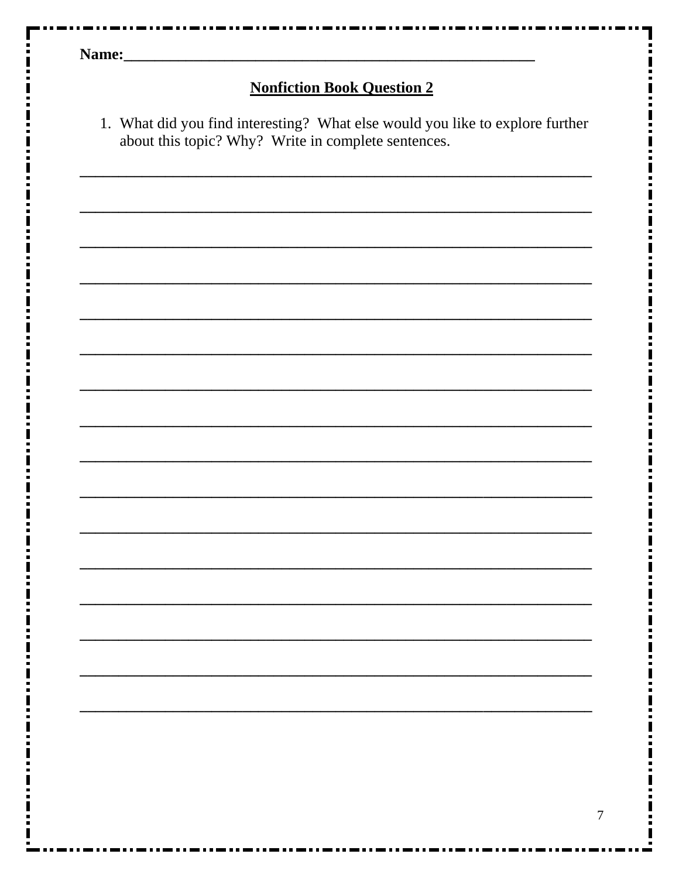**Name:**______________________________________________________

## Nonfiction Book Question 2

1. What did you find interesting? What else would you like to explore further about this topic? Why? Write in complete sentences.

_______________________________________________________________

_______________________________________________________________

_______________________________________________________________

_______________________________________________________________

_______________________________________________________________

_______________________________________________________________

_______________________________________________________________

_______________________________________________________________

_______________________________________________________________

_______________________________________________________________

_______________________________________________________________

_______________________________________________________________

_______________________________________________________________

_______________________________________________________________

_______________________________________________________________

_______________________________________________________________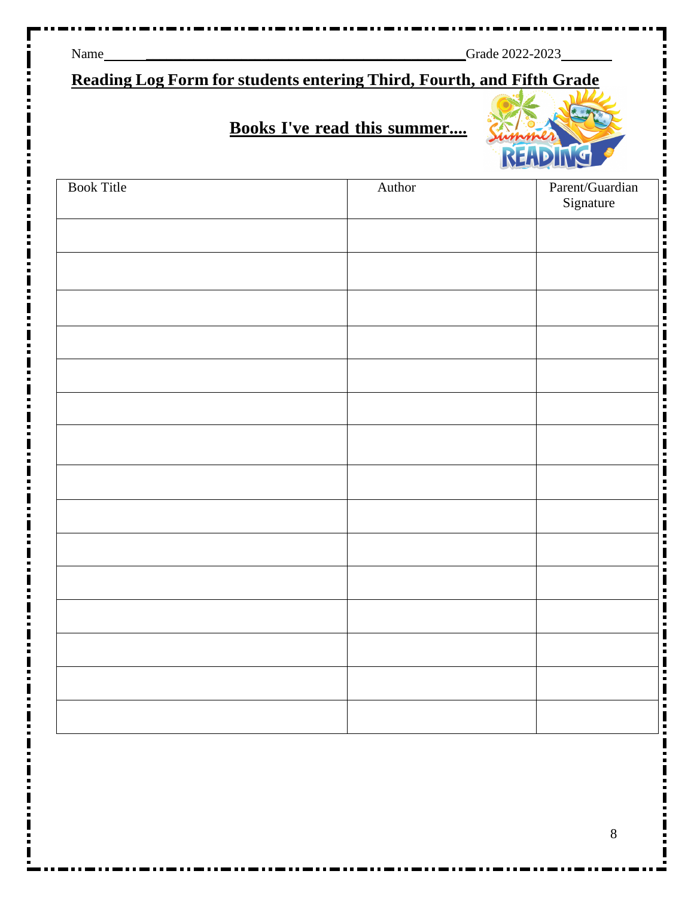Name\_\_\_\_\_\_\_\_\_\_\_\_\_\_\_\_\_\_\_\_\_\_\_\_\_\_\_\_\_\_\_\_\_\_\_\_\_\_\_\_\_\_\_\_\_\_\_\_ Grade 2022-2023\_\_\_\_\_\_\_\_

## Reading Log Form for students entering Third, Fourth, and Fifth Grade

### Books I've read this summer....

| Book Title | Author | Parent/Guardian Signature |
|---|---|---|
| | | |
| | | |
| | | |
| | | |
| | | |
| | | |
| | | |
| | | |
| | | |
| | | |
| | | |
| | | |
| | | |
| | | |
| | | |